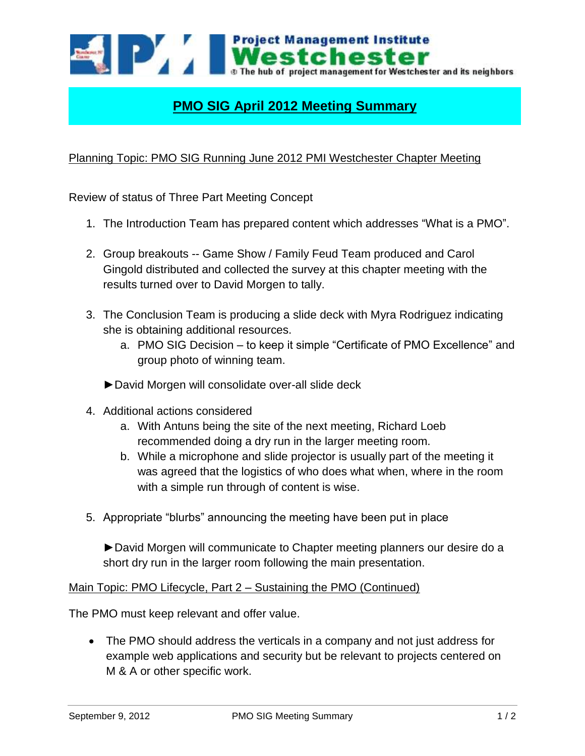Project Management Institute
Westchester
The hub of project management for Westchester and its neighbors

# PMO SIG April 2012 Meeting Summary

Planning Topic: PMO SIG Running June 2012 PMI Westchester Chapter Meeting

Review of status of Three Part Meeting Concept

1. The Introduction Team has prepared content which addresses "What is a PMO".

2. Group breakouts -- Game Show / Family Feud Team produced and Carol Gingold distributed and collected the survey at this chapter meeting with the results turned over to David Morgen to tally.

3. The Conclusion Team is producing a slide deck with Myra Rodriguez indicating she is obtaining additional resources.
   a. PMO SIG Decision – to keep it simple "Certificate of PMO Excellence" and group photo of winning team.

   ►David Morgen will consolidate over-all slide deck

4. Additional actions considered
   a. With Antuns being the site of the next meeting, Richard Loeb recommended doing a dry run in the larger meeting room.
   b. While a microphone and slide projector is usually part of the meeting it was agreed that the logistics of who does what when, where in the room with a simple run through of content is wise.

5. Appropriate "blurbs" announcing the meeting have been put in place

   ►David Morgen will communicate to Chapter meeting planners our desire do a short dry run in the larger room following the main presentation.

Main Topic: PMO Lifecycle, Part 2 – Sustaining the PMO (Continued)

The PMO must keep relevant and offer value.

- The PMO should address the verticals in a company and not just address for example web applications and security but be relevant to projects centered on M & A or other specific work.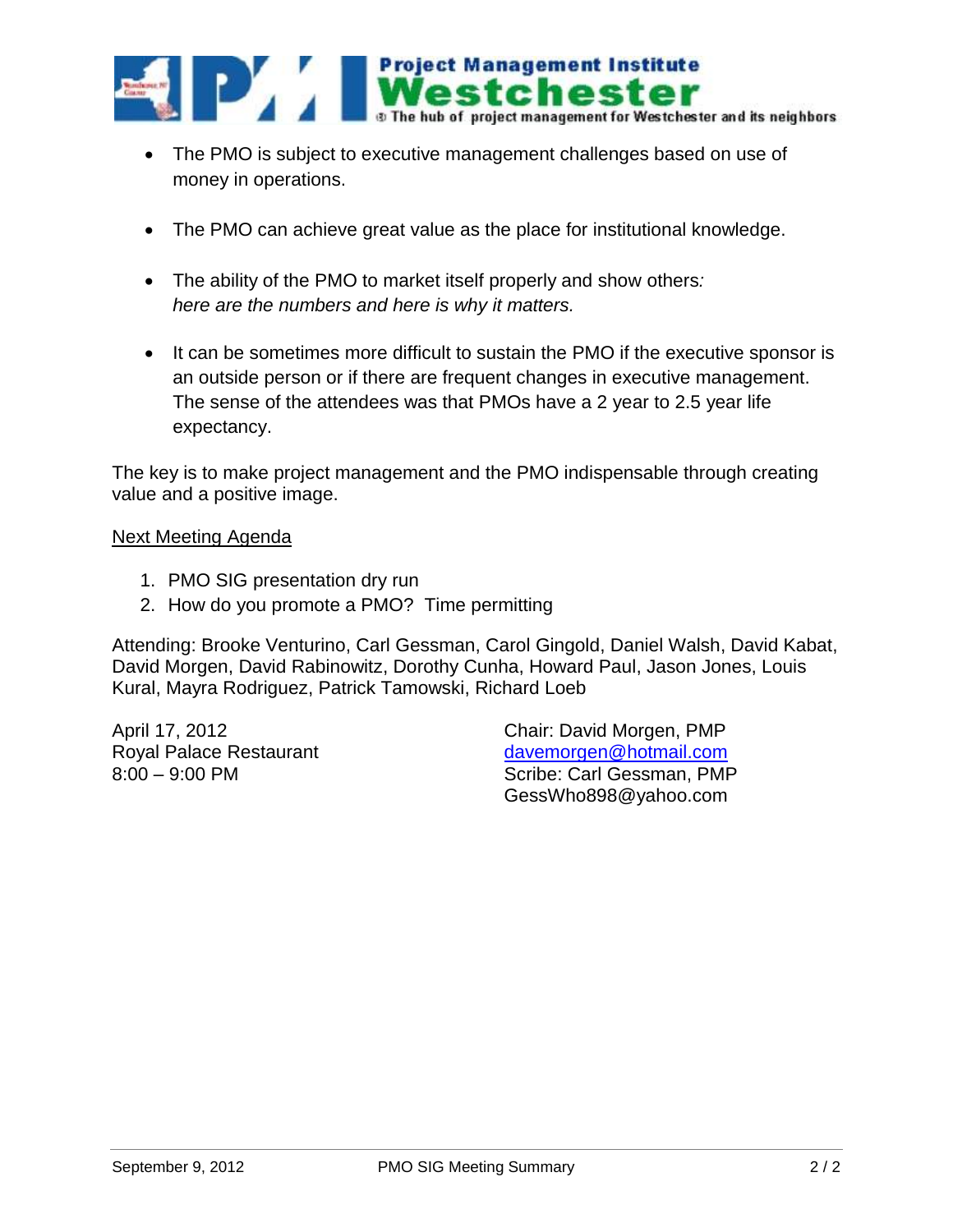- The PMO is subject to executive management challenges based on use of money in operations.

- The PMO can achieve great value as the place for institutional knowledge.

- The ability of the PMO to market itself properly and show others*:* *here are the numbers and here is why it matters.*

- It can be sometimes more difficult to sustain the PMO if the executive sponsor is an outside person or if there are frequent changes in executive management. The sense of the attendees was that PMOs have a 2 year to 2.5 year life expectancy.

The key is to make project management and the PMO indispensable through creating value and a positive image.

<u>Next Meeting Agenda</u>

1. PMO SIG presentation dry run
2. How do you promote a PMO? Time permitting

Attending: Brooke Venturino, Carl Gessman, Carol Gingold, Daniel Walsh, David Kabat, David Morgen, David Rabinowitz, Dorothy Cunha, Howard Paul, Jason Jones, Louis Kural, Mayra Rodriguez, Patrick Tamowski, Richard Loeb

April 17, 2012
Royal Palace Restaurant
8:00 – 9:00 PM

Chair: David Morgen, PMP
davemorgen@hotmail.com
Scribe: Carl Gessman, PMP
GessWho898@yahoo.com